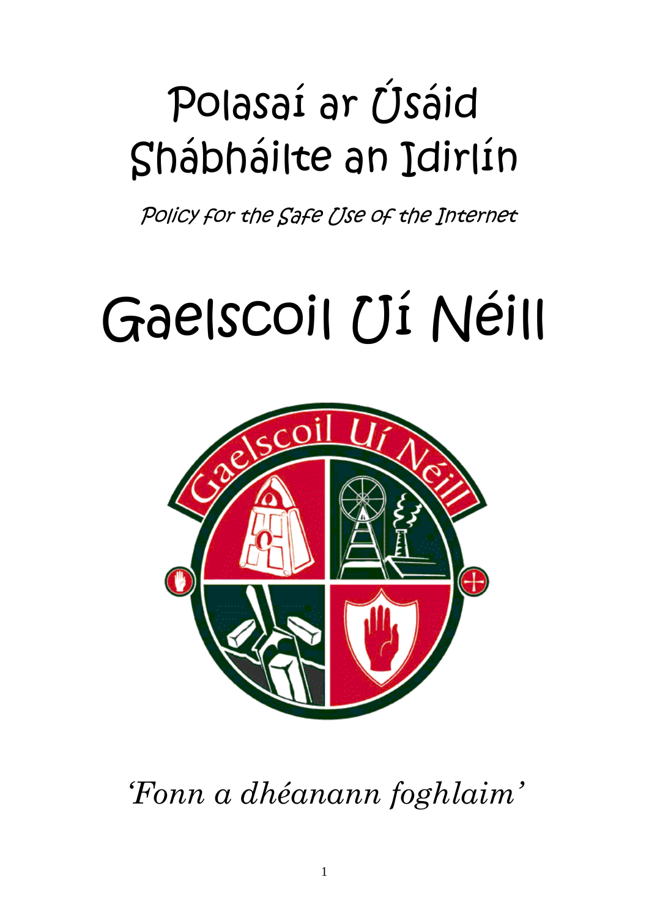# Polasaí ar Úsáid Shábháilte an Idirlín

*Policy for the Safe Use of the Internet*

# Gaelscoil Uí Néill

*'Fonn a dhéanann foghlaim'*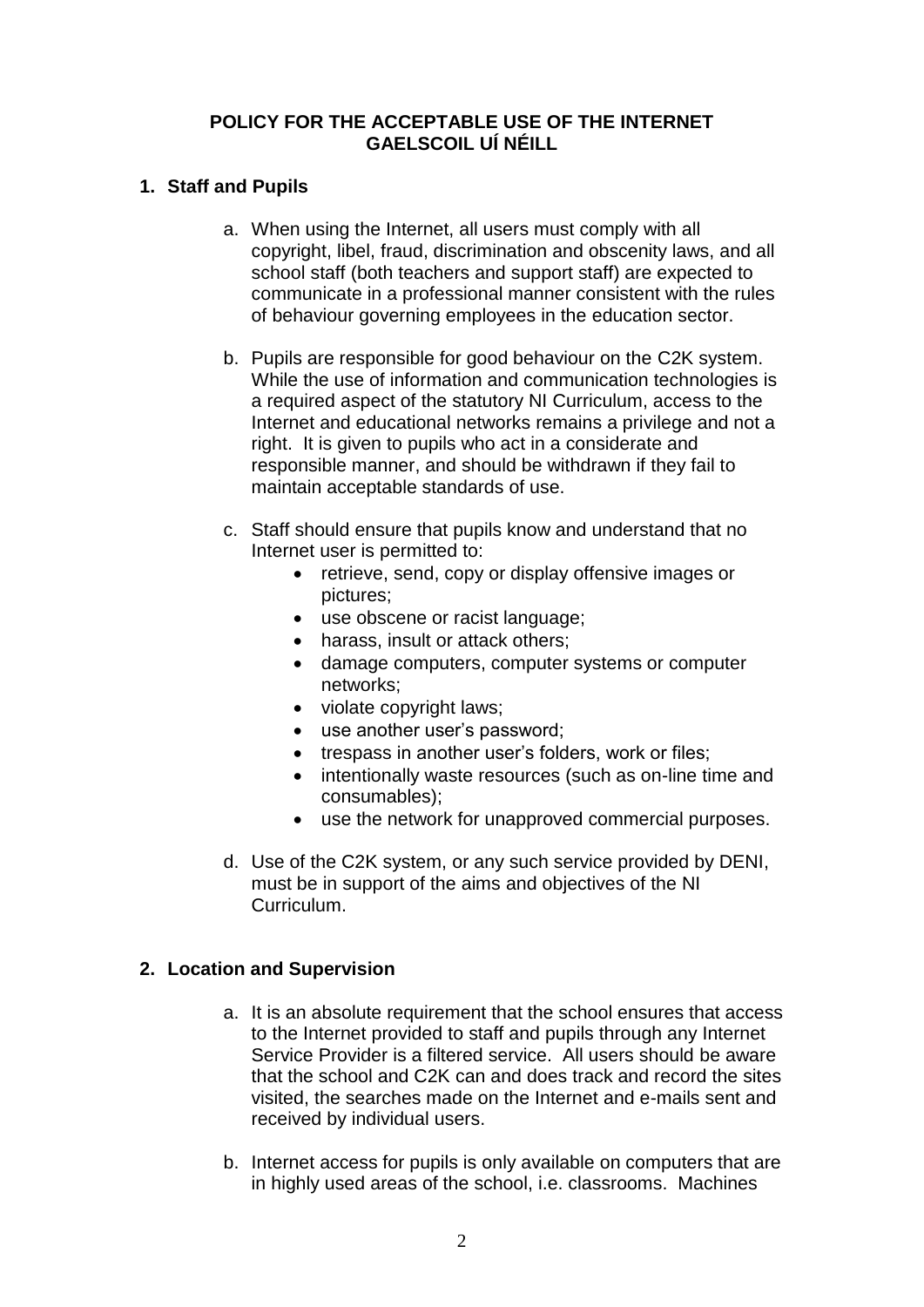# POLICY FOR THE ACCEPTABLE USE OF THE INTERNET
# GAELSCOIL UÍ NÉILL

## 1. Staff and Pupils

a. When using the Internet, all users must comply with all copyright, libel, fraud, discrimination and obscenity laws, and all school staff (both teachers and support staff) are expected to communicate in a professional manner consistent with the rules of behaviour governing employees in the education sector.

b. Pupils are responsible for good behaviour on the C2K system. While the use of information and communication technologies is a required aspect of the statutory NI Curriculum, access to the Internet and educational networks remains a privilege and not a right. It is given to pupils who act in a considerate and responsible manner, and should be withdrawn if they fail to maintain acceptable standards of use.

c. Staff should ensure that pupils know and understand that no Internet user is permitted to:
   - retrieve, send, copy or display offensive images or pictures;
   - use obscene or racist language;
   - harass, insult or attack others;
   - damage computers, computer systems or computer networks;
   - violate copyright laws;
   - use another user's password;
   - trespass in another user's folders, work or files;
   - intentionally waste resources (such as on-line time and consumables);
   - use the network for unapproved commercial purposes.

d. Use of the C2K system, or any such service provided by DENI, must be in support of the aims and objectives of the NI Curriculum.

## 2. Location and Supervision

a. It is an absolute requirement that the school ensures that access to the Internet provided to staff and pupils through any Internet Service Provider is a filtered service. All users should be aware that the school and C2K can and does track and record the sites visited, the searches made on the Internet and e-mails sent and received by individual users.

b. Internet access for pupils is only available on computers that are in highly used areas of the school, i.e. classrooms. Machines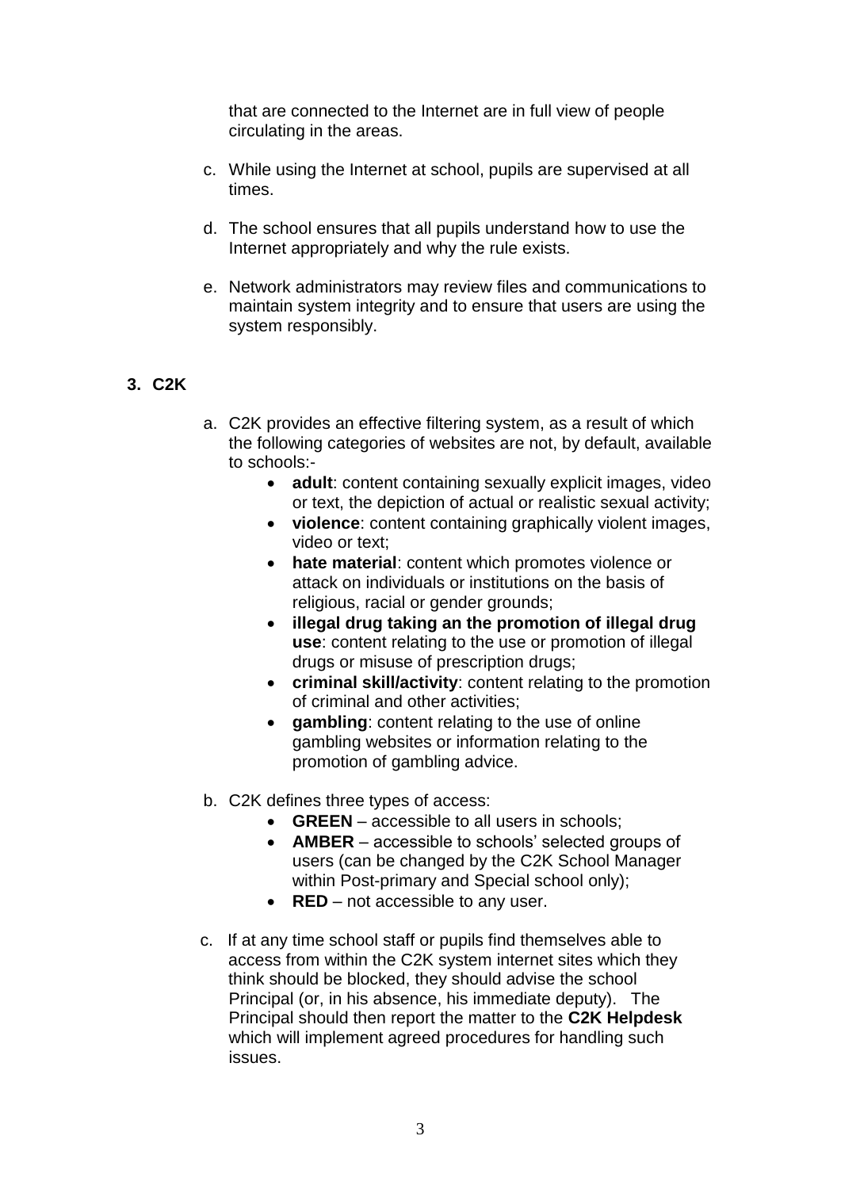that are connected to the Internet are in full view of people circulating in the areas.

c. While using the Internet at school, pupils are supervised at all times.

d. The school ensures that all pupils understand how to use the Internet appropriately and why the rule exists.

e. Network administrators may review files and communications to maintain system integrity and to ensure that users are using the system responsibly.

## 3. C2K

a. C2K provides an effective filtering system, as a result of which the following categories of websites are not, by default, available to schools:-
   - **adult**: content containing sexually explicit images, video or text, the depiction of actual or realistic sexual activity;
   - **violence**: content containing graphically violent images, video or text;
   - **hate material**: content which promotes violence or attack on individuals or institutions on the basis of religious, racial or gender grounds;
   - **illegal drug taking an the promotion of illegal drug use**: content relating to the use or promotion of illegal drugs or misuse of prescription drugs;
   - **criminal skill/activity**: content relating to the promotion of criminal and other activities;
   - **gambling**: content relating to the use of online gambling websites or information relating to the promotion of gambling advice.

b. C2K defines three types of access:
   - **GREEN** – accessible to all users in schools;
   - **AMBER** – accessible to schools' selected groups of users (can be changed by the C2K School Manager within Post-primary and Special school only);
   - **RED** – not accessible to any user.

c. If at any time school staff or pupils find themselves able to access from within the C2K system internet sites which they think should be blocked, they should advise the school Principal (or, in his absence, his immediate deputy). The Principal should then report the matter to the **C2K Helpdesk** which will implement agreed procedures for handling such issues.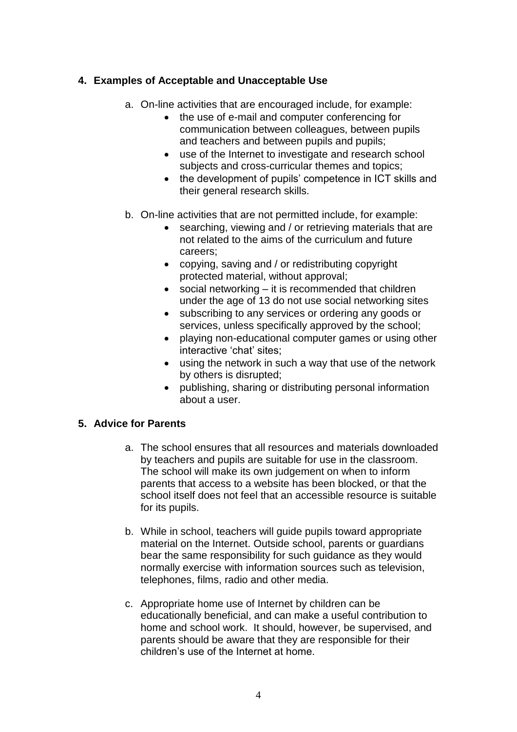## 4. Examples of Acceptable and Unacceptable Use

a. On-line activities that are encouraged include, for example:
    - the use of e-mail and computer conferencing for communication between colleagues, between pupils and teachers and between pupils and pupils;
    - use of the Internet to investigate and research school subjects and cross-curricular themes and topics;
    - the development of pupils' competence in ICT skills and their general research skills.

b. On-line activities that are not permitted include, for example:
    - searching, viewing and / or retrieving materials that are not related to the aims of the curriculum and future careers;
    - copying, saving and / or redistributing copyright protected material, without approval;
    - social networking – it is recommended that children under the age of 13 do not use social networking sites
    - subscribing to any services or ordering any goods or services, unless specifically approved by the school;
    - playing non-educational computer games or using other interactive 'chat' sites;
    - using the network in such a way that use of the network by others is disrupted;
    - publishing, sharing or distributing personal information about a user.

## 5. Advice for Parents

a. The school ensures that all resources and materials downloaded by teachers and pupils are suitable for use in the classroom. The school will make its own judgement on when to inform parents that access to a website has been blocked, or that the school itself does not feel that an accessible resource is suitable for its pupils.

b. While in school, teachers will guide pupils toward appropriate material on the Internet. Outside school, parents or guardians bear the same responsibility for such guidance as they would normally exercise with information sources such as television, telephones, films, radio and other media.

c. Appropriate home use of Internet by children can be educationally beneficial, and can make a useful contribution to home and school work. It should, however, be supervised, and parents should be aware that they are responsible for their children's use of the Internet at home.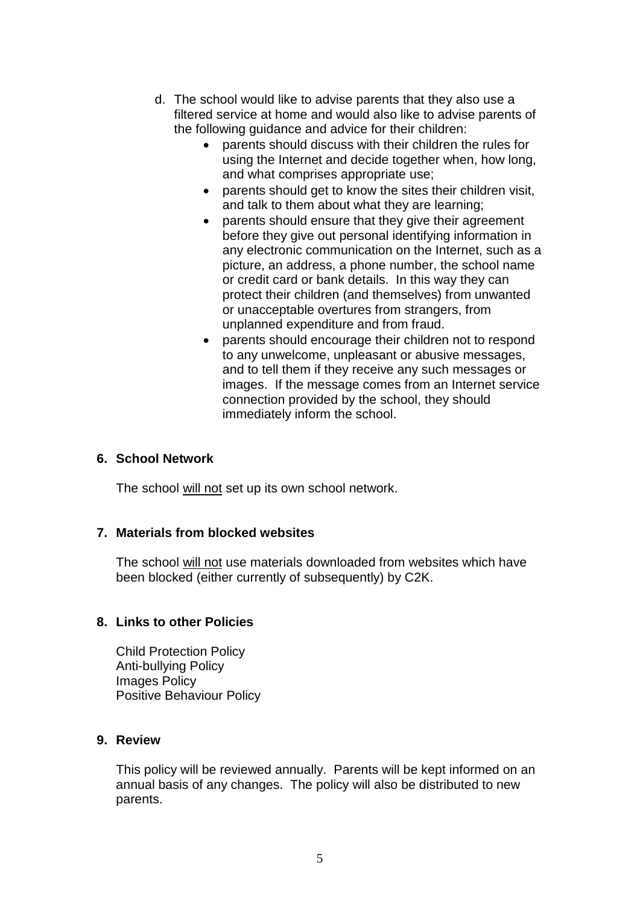d. The school would like to advise parents that they also use a filtered service at home and would also like to advise parents of the following guidance and advice for their children:
    - parents should discuss with their children the rules for using the Internet and decide together when, how long, and what comprises appropriate use;
    - parents should get to know the sites their children visit, and talk to them about what they are learning;
    - parents should ensure that they give their agreement before they give out personal identifying information in any electronic communication on the Internet, such as a picture, an address, a phone number, the school name or credit card or bank details. In this way they can protect their children (and themselves) from unwanted or unacceptable overtures from strangers, from unplanned expenditure and from fraud.
    - parents should encourage their children not to respond to any unwelcome, unpleasant or abusive messages, and to tell them if they receive any such messages or images. If the message comes from an Internet service connection provided by the school, they should immediately inform the school.

## 6. School Network

The school <u>will not</u> set up its own school network.

## 7. Materials from blocked websites

The school <u>will not</u> use materials downloaded from websites which have been blocked (either currently of subsequently) by C2K.

## 8. Links to other Policies

Child Protection Policy
Anti-bullying Policy
Images Policy
Positive Behaviour Policy

## 9. Review

This policy will be reviewed annually. Parents will be kept informed on an annual basis of any changes. The policy will also be distributed to new parents.